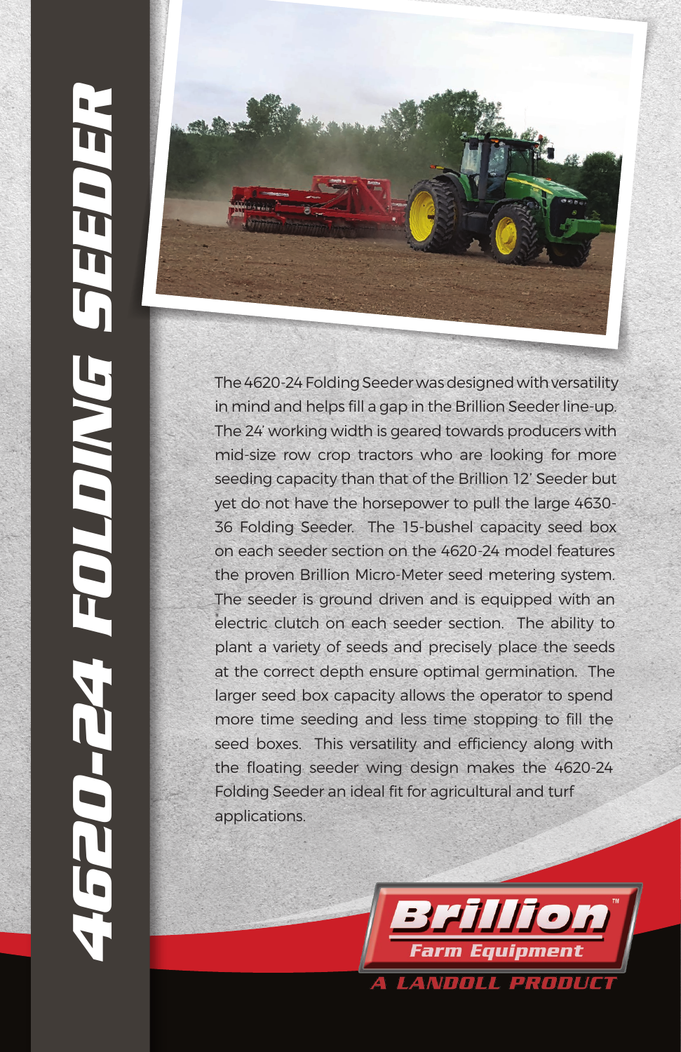# 4620-24 FOLDING SEEDER

The 4620-24 Folding Seeder was designed with versatility in mind and helps fill a gap in the Brillion Seeder line-up. The 24' working width is geared towards producers with mid-size row crop tractors who are looking for more seeding capacity than that of the Brillion 12' Seeder but yet do not have the horsepower to pull the large 4630-36 Folding Seeder. The 15-bushel capacity seed box on each seeder section on the 4620-24 model features the proven Brillion Micro-Meter seed metering system. The seeder is ground driven and is equipped with an electric clutch on each seeder section. The ability to plant a variety of seeds and precisely place the seeds at the correct depth ensure optimal germination. The larger seed box capacity allows the operator to spend more time seeding and less time stopping to fill the seed boxes. This versatility and efficiency along with the floating seeder wing design makes the 4620-24 Folding Seeder an ideal fit for agricultural and turf applications.

Brillion™ Farm Equipment

A LANDOLL PRODUCT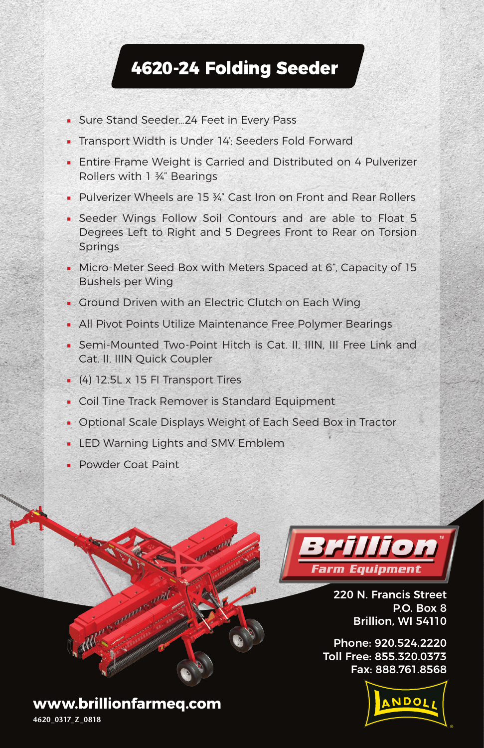# 4620-24 Folding Seeder

- Sure Stand Seeder...24 Feet in Every Pass
- Transport Width is Under 14'; Seeders Fold Forward
- Entire Frame Weight is Carried and Distributed on 4 Pulverizer Rollers with 1 ¾" Bearings
- Pulverizer Wheels are 15 ¾" Cast Iron on Front and Rear Rollers
- Seeder Wings Follow Soil Contours and are able to Float 5 Degrees Left to Right and 5 Degrees Front to Rear on Torsion Springs
- Micro-Meter Seed Box with Meters Spaced at 6", Capacity of 15 Bushels per Wing
- Ground Driven with an Electric Clutch on Each Wing
- All Pivot Points Utilize Maintenance Free Polymer Bearings
- Semi-Mounted Two-Point Hitch is Cat. II, IIIN, III Free Link and Cat. II, IIIN Quick Coupler
- (4) 12.5L x 15 FI Transport Tires
- Coil Tine Track Remover is Standard Equipment
- Optional Scale Displays Weight of Each Seed Box in Tractor
- LED Warning Lights and SMV Emblem
- Powder Coat Paint

Brillion™ Farm Equipment

220 N. Francis Street
P.O. Box 8
Brillion, WI 54110

Phone: 920.524.2220
Toll Free: 855.320.0373
Fax: 888.761.8568

LANDOLL®

**www.brillionfarmeq.com**

4620_0317_Z_0818